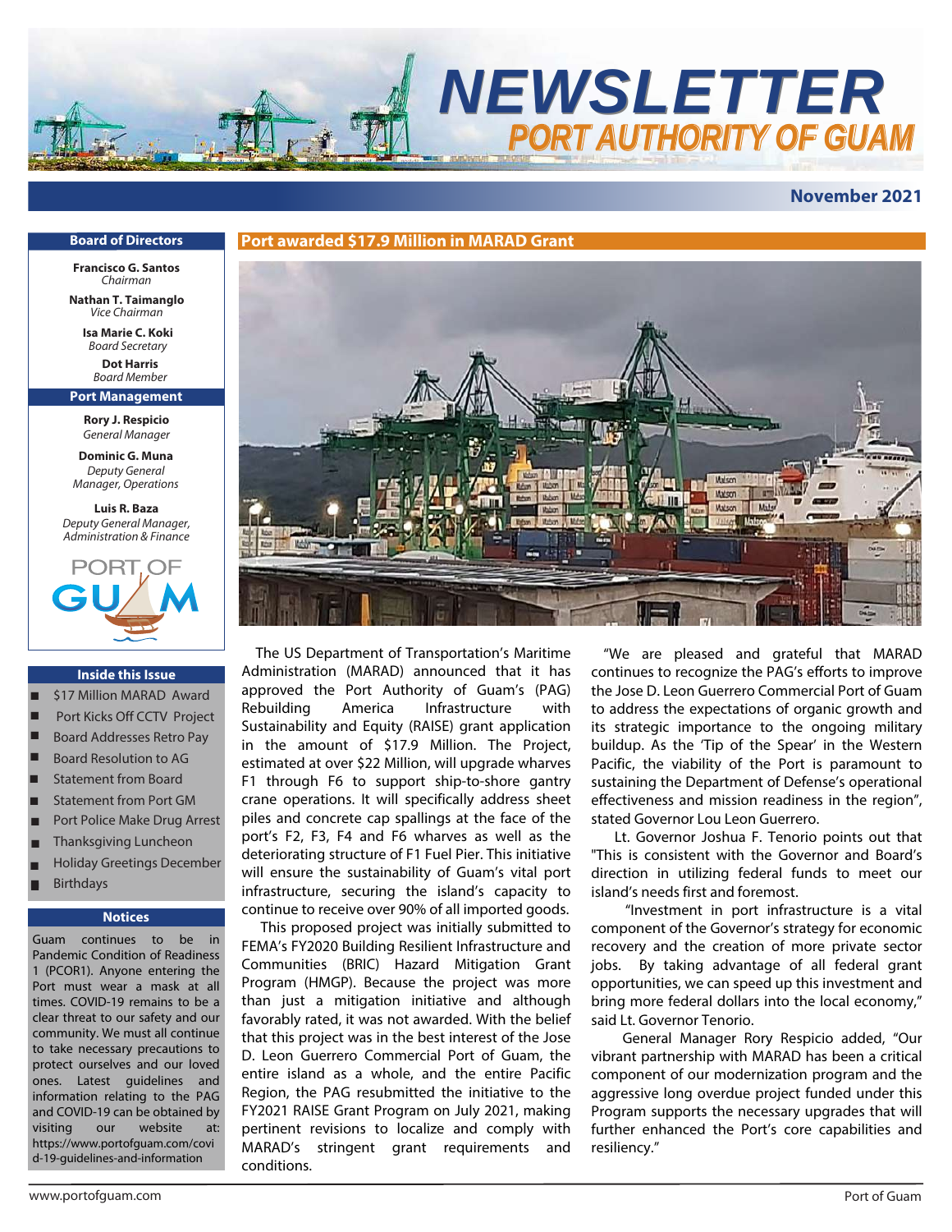# NEWSLETTER
## PORT AUTHORITY OF GUAM

**November 2021**

### Board of Directors

**Francisco G. Santos**
*Chairman*

**Nathan T. Taimanglo**
*Vice Chairman*

**Isa Marie C. Koki**
*Board Secretary*

**Dot Harris**
*Board Member*

### Port Management

**Rory J. Respicio**
*General Manager*

**Dominic G. Muna**
*Deputy General Manager, Operations*

**Luis R. Baza**
*Deputy General Manager, Administration & Finance*

### Inside this Issue

- $17 Million MARAD Award
- Port Kicks Off CCTV Project
- Board Addresses Retro Pay
- Board Resolution to AG
- Statement from Board
- Statement from Port GM
- Port Police Make Drug Arrest
- Thanksgiving Luncheon
- Holiday Greetings December
- Birthdays

### Notices

Guam continues to be in Pandemic Condition of Readiness 1 (PCOR1). Anyone entering the Port must wear a mask at all times. COVID-19 remains to be a clear threat to our safety and our community. We must all continue to take necessary precautions to protect ourselves and our loved ones. Latest guidelines and information relating to the PAG and COVID-19 can be obtained by visiting our website at: https://www.portofguam.com/covid-19-guidelines-and-information

## Port awarded $17.9 Million in MARAD Grant

The US Department of Transportation's Maritime Administration (MARAD) announced that it has approved the Port Authority of Guam's (PAG) Rebuilding America Infrastructure with Sustainability and Equity (RAISE) grant application in the amount of $17.9 Million. The Project, estimated at over $22 Million, will upgrade wharves F1 through F6 to support ship-to-shore gantry crane operations. It will specifically address sheet piles and concrete cap spallings at the face of the port's F2, F3, F4 and F6 wharves as well as the deteriorating structure of F1 Fuel Pier. This initiative will ensure the sustainability of Guam's vital port infrastructure, securing the island's capacity to continue to receive over 90% of all imported goods.

This proposed project was initially submitted to FEMA's FY2020 Building Resilient Infrastructure and Communities (BRIC) Hazard Mitigation Grant Program (HMGP). Because the project was more than just a mitigation initiative and although favorably rated, it was not awarded. With the belief that this project was in the best interest of the Jose D. Leon Guerrero Commercial Port of Guam, the entire island as a whole, and the entire Pacific Region, the PAG resubmitted the initiative to the FY2021 RAISE Grant Program on July 2021, making pertinent revisions to localize and comply with MARAD's stringent grant requirements and conditions.

"We are pleased and grateful that MARAD continues to recognize the PAG's efforts to improve the Jose D. Leon Guerrero Commercial Port of Guam to address the expectations of organic growth and its strategic importance to the ongoing military buildup. As the 'Tip of the Spear' in the Western Pacific, the viability of the Port is paramount to sustaining the Department of Defense's operational effectiveness and mission readiness in the region", stated Governor Lou Leon Guerrero.

Lt. Governor Joshua F. Tenorio points out that "This is consistent with the Governor and Board's direction in utilizing federal funds to meet our island's needs first and foremost.

"Investment in port infrastructure is a vital component of the Governor's strategy for economic recovery and the creation of more private sector jobs. By taking advantage of all federal grant opportunities, we can speed up this investment and bring more federal dollars into the local economy," said Lt. Governor Tenorio.

General Manager Rory Respicio added, "Our vibrant partnership with MARAD has been a critical component of our modernization program and the aggressive long overdue project funded under this Program supports the necessary upgrades that will further enhanced the Port's core capabilities and resiliency."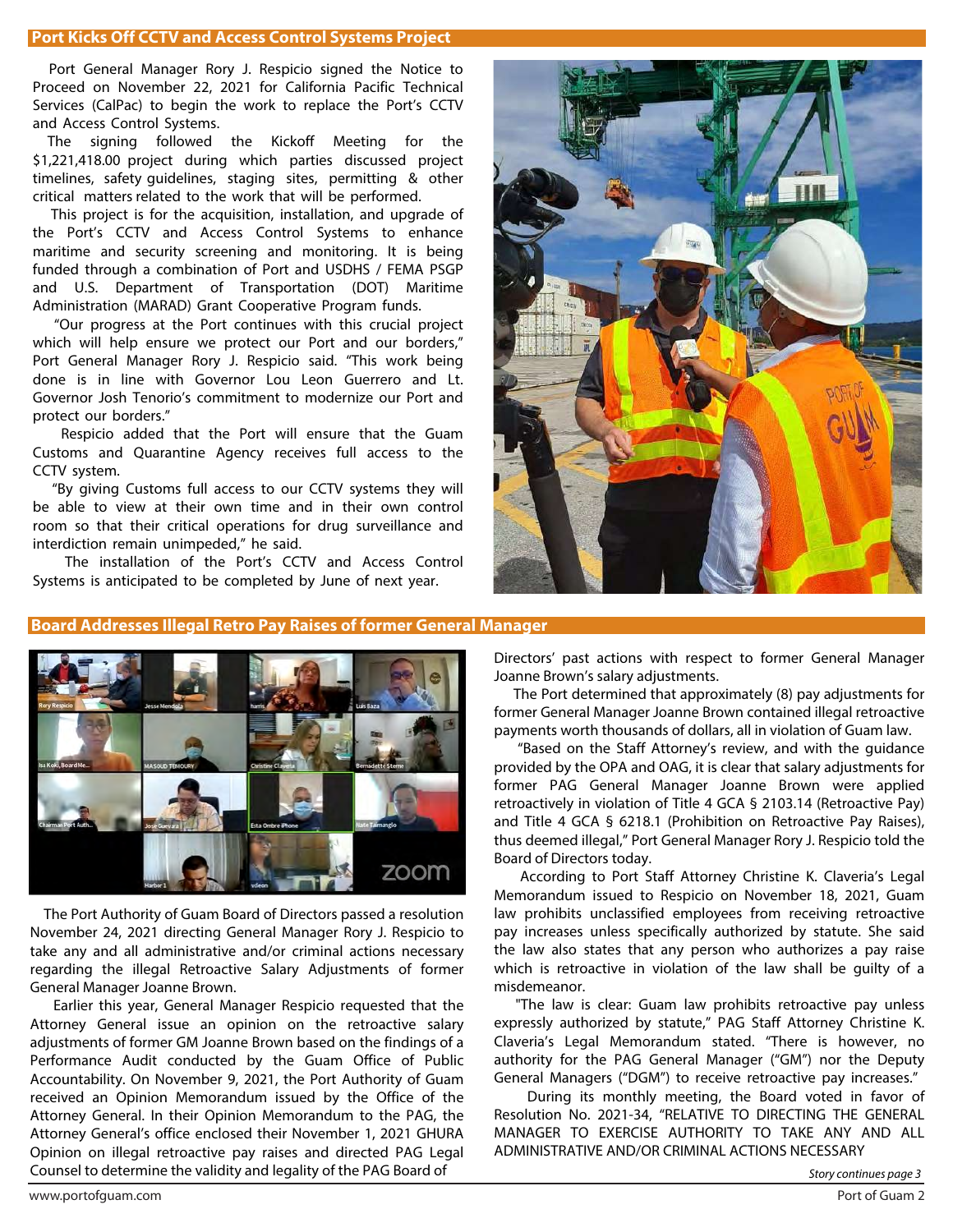## Port Kicks Off CCTV and Access Control Systems Project

Port General Manager Rory J. Respicio signed the Notice to Proceed on November 22, 2021 for California Pacific Technical Services (CalPac) to begin the work to replace the Port's CCTV and Access Control Systems.

The signing followed the Kickoff Meeting for the $1,221,418.00 project during which parties discussed project timelines, safety guidelines, staging sites, permitting & other critical matters related to the work that will be performed.

This project is for the acquisition, installation, and upgrade of the Port's CCTV and Access Control Systems to enhance maritime and security screening and monitoring. It is being funded through a combination of Port and USDHS / FEMA PSGP and U.S. Department of Transportation (DOT) Maritime Administration (MARAD) Grant Cooperative Program funds.

"Our progress at the Port continues with this crucial project which will help ensure we protect our Port and our borders," Port General Manager Rory J. Respicio said. "This work being done is in line with Governor Lou Leon Guerrero and Lt. Governor Josh Tenorio's commitment to modernize our Port and protect our borders."

Respicio added that the Port will ensure that the Guam Customs and Quarantine Agency receives full access to the CCTV system.

"By giving Customs full access to our CCTV systems they will be able to view at their own time and in their own control room so that their critical operations for drug surveillance and interdiction remain unimpeded," he said.

The installation of the Port's CCTV and Access Control Systems is anticipated to be completed by June of next year.

## Board Addresses Illegal Retro Pay Raises of former General Manager

The Port Authority of Guam Board of Directors passed a resolution November 24, 2021 directing General Manager Rory J. Respicio to take any and all administrative and/or criminal actions necessary regarding the illegal Retroactive Salary Adjustments of former General Manager Joanne Brown.

Earlier this year, General Manager Respicio requested that the Attorney General issue an opinion on the retroactive salary adjustments of former GM Joanne Brown based on the findings of a Performance Audit conducted by the Guam Office of Public Accountability. On November 9, 2021, the Port Authority of Guam received an Opinion Memorandum issued by the Office of the Attorney General. In their Opinion Memorandum to the PAG, the Attorney General's office enclosed their November 1, 2021 GHURA Opinion on illegal retroactive pay raises and directed PAG Legal Counsel to determine the validity and legality of the PAG Board of Directors' past actions with respect to former General Manager Joanne Brown's salary adjustments.

The Port determined that approximately (8) pay adjustments for former General Manager Joanne Brown contained illegal retroactive payments worth thousands of dollars, all in violation of Guam law.

"Based on the Staff Attorney's review, and with the guidance provided by the OPA and OAG, it is clear that salary adjustments for former PAG General Manager Joanne Brown were applied retroactively in violation of Title 4 GCA § 2103.14 (Retroactive Pay) and Title 4 GCA § 6218.1 (Prohibition on Retroactive Pay Raises), thus deemed illegal," Port General Manager Rory J. Respicio told the Board of Directors today.

According to Port Staff Attorney Christine K. Claveria's Legal Memorandum issued to Respicio on November 18, 2021, Guam law prohibits unclassified employees from receiving retroactive pay increases unless specifically authorized by statute. She said the law also states that any person who authorizes a pay raise which is retroactive in violation of the law shall be guilty of a misdemeanor.

"The law is clear: Guam law prohibits retroactive pay unless expressly authorized by statute," PAG Staff Attorney Christine K. Claveria's Legal Memorandum stated. "There is however, no authority for the PAG General Manager ("GM") nor the Deputy General Managers ("DGM") to receive retroactive pay increases."

During its monthly meeting, the Board voted in favor of Resolution No. 2021-34, "RELATIVE TO DIRECTING THE GENERAL MANAGER TO EXERCISE AUTHORITY TO TAKE ANY AND ALL ADMINISTRATIVE AND/OR CRIMINAL ACTIONS NECESSARY

*Story continues page 3*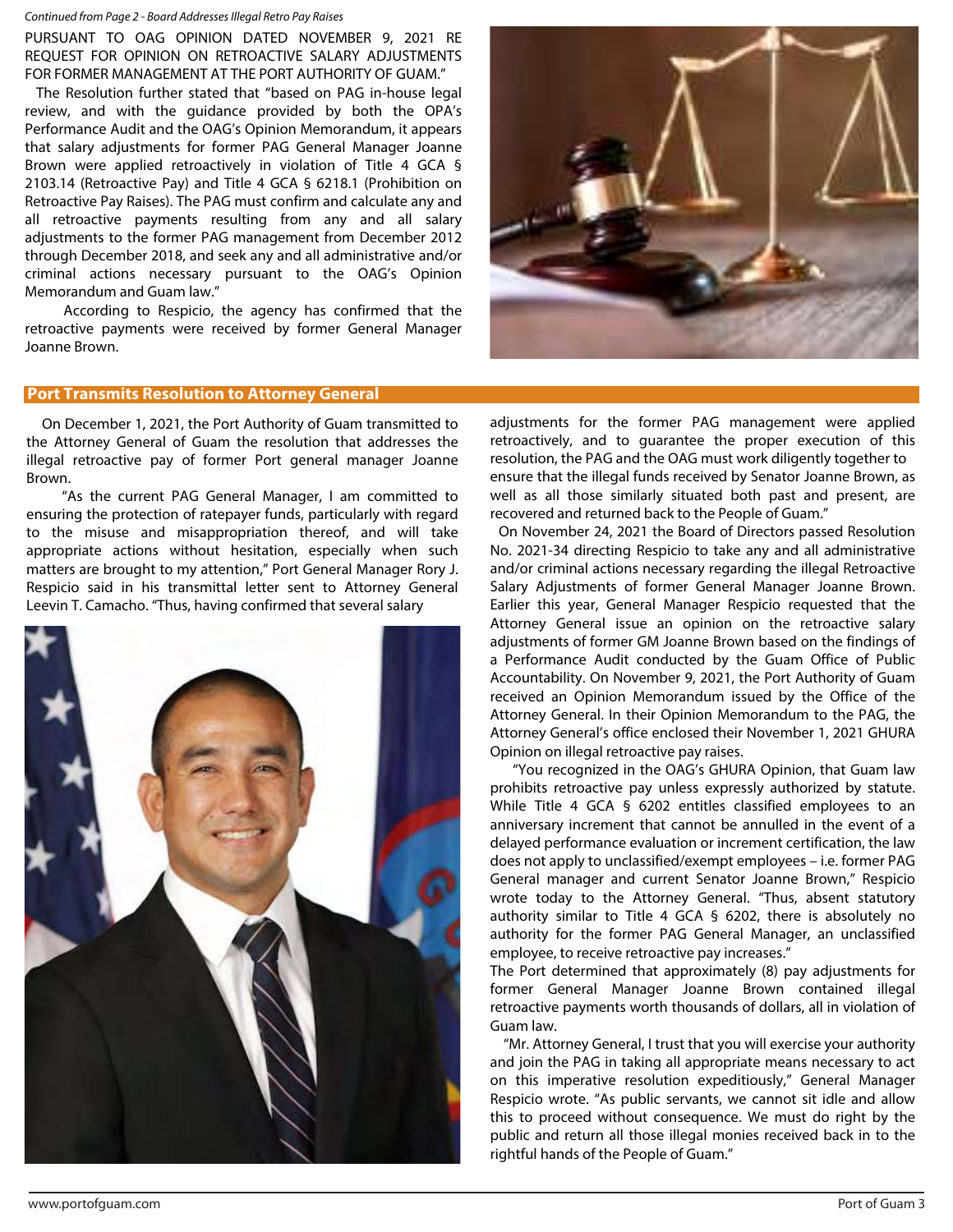*Continued from Page 2 - Board Addresses Illegal Retro Pay Raises*

PURSUANT TO OAG OPINION DATED NOVEMBER 9, 2021 RE REQUEST FOR OPINION ON RETROACTIVE SALARY ADJUSTMENTS FOR FORMER MANAGEMENT AT THE PORT AUTHORITY OF GUAM."

The Resolution further stated that "based on PAG in-house legal review, and with the guidance provided by both the OPA's Performance Audit and the OAG's Opinion Memorandum, it appears that salary adjustments for former PAG General Manager Joanne Brown were applied retroactively in violation of Title 4 GCA § 2103.14 (Retroactive Pay) and Title 4 GCA § 6218.1 (Prohibition on Retroactive Pay Raises). The PAG must confirm and calculate any and all retroactive payments resulting from any and all salary adjustments to the former PAG management from December 2012 through December 2018, and seek any and all administrative and/or criminal actions necessary pursuant to the OAG's Opinion Memorandum and Guam law."

According to Respicio, the agency has confirmed that the retroactive payments were received by former General Manager Joanne Brown.

## Port Transmits Resolution to Attorney General

On December 1, 2021, the Port Authority of Guam transmitted to the Attorney General of Guam the resolution that addresses the illegal retroactive pay of former Port general manager Joanne Brown.

"As the current PAG General Manager, I am committed to ensuring the protection of ratepayer funds, particularly with regard to the misuse and misappropriation thereof, and will take appropriate actions without hesitation, especially when such matters are brought to my attention," Port General Manager Rory J. Respicio said in his transmittal letter sent to Attorney General Leevin T. Camacho. "Thus, having confirmed that several salary adjustments for the former PAG management were applied retroactively, and to guarantee the proper execution of this resolution, the PAG and the OAG must work diligently together to ensure that the illegal funds received by Senator Joanne Brown, as well as all those similarly situated both past and present, are recovered and returned back to the People of Guam."

On November 24, 2021 the Board of Directors passed Resolution No. 2021-34 directing Respicio to take any and all administrative and/or criminal actions necessary regarding the illegal Retroactive Salary Adjustments of former General Manager Joanne Brown. Earlier this year, General Manager Respicio requested that the Attorney General issue an opinion on the retroactive salary adjustments of former GM Joanne Brown based on the findings of a Performance Audit conducted by the Guam Office of Public Accountability. On November 9, 2021, the Port Authority of Guam received an Opinion Memorandum issued by the Office of the Attorney General. In their Opinion Memorandum to the PAG, the Attorney General's office enclosed their November 1, 2021 GHURA Opinion on illegal retroactive pay raises.

"You recognized in the OAG's GHURA Opinion, that Guam law prohibits retroactive pay unless expressly authorized by statute. While Title 4 GCA § 6202 entitles classified employees to an anniversary increment that cannot be annulled in the event of a delayed performance evaluation or increment certification, the law does not apply to unclassified/exempt employees – i.e. former PAG General manager and current Senator Joanne Brown," Respicio wrote today to the Attorney General. "Thus, absent statutory authority similar to Title 4 GCA § 6202, there is absolutely no authority for the former PAG General Manager, an unclassified employee, to receive retroactive pay increases."

The Port determined that approximately (8) pay adjustments for former General Manager Joanne Brown contained illegal retroactive payments worth thousands of dollars, all in violation of Guam law.

"Mr. Attorney General, I trust that you will exercise your authority and join the PAG in taking all appropriate means necessary to act on this imperative resolution expeditiously," General Manager Respicio wrote. "As public servants, we cannot sit idle and allow this to proceed without consequence. We must do right by the public and return all those illegal monies received back in to the rightful hands of the People of Guam."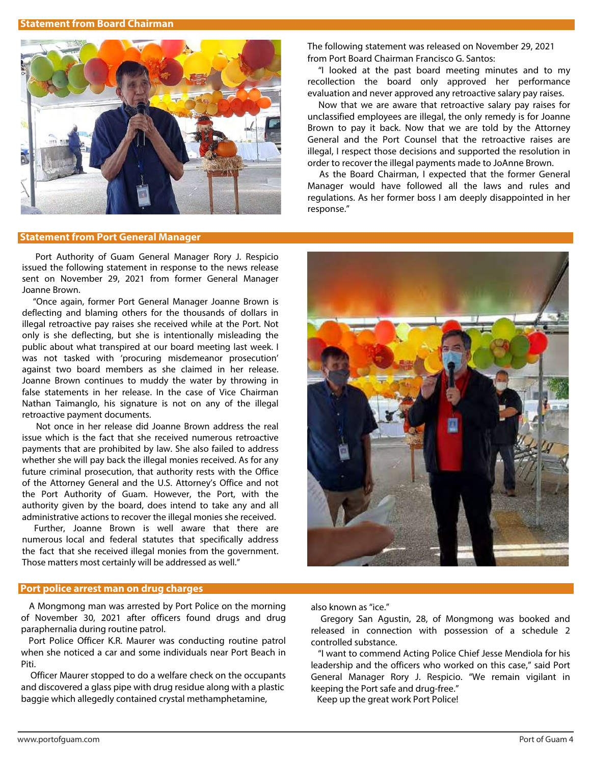## Statement from Board Chairman

The following statement was released on November 29, 2021 from Port Board Chairman Francisco G. Santos:

"I looked at the past board meeting minutes and to my recollection the board only approved her performance evaluation and never approved any retroactive salary pay raises.

Now that we are aware that retroactive salary pay raises for unclassified employees are illegal, the only remedy is for Joanne Brown to pay it back. Now that we are told by the Attorney General and the Port Counsel that the retroactive raises are illegal, I respect those decisions and supported the resolution in order to recover the illegal payments made to JoAnne Brown.

As the Board Chairman, I expected that the former General Manager would have followed all the laws and rules and regulations. As her former boss I am deeply disappointed in her response."

## Statement from Port General Manager

Port Authority of Guam General Manager Rory J. Respicio issued the following statement in response to the news release sent on November 29, 2021 from former General Manager Joanne Brown.

"Once again, former Port General Manager Joanne Brown is deflecting and blaming others for the thousands of dollars in illegal retroactive pay raises she received while at the Port. Not only is she deflecting, but she is intentionally misleading the public about what transpired at our board meeting last week. I was not tasked with 'procuring misdemeanor prosecution' against two board members as she claimed in her release. Joanne Brown continues to muddy the water by throwing in false statements in her release. In the case of Vice Chairman Nathan Taimanglo, his signature is not on any of the illegal retroactive payment documents.

Not once in her release did Joanne Brown address the real issue which is the fact that she received numerous retroactive payments that are prohibited by law. She also failed to address whether she will pay back the illegal monies received. As for any future criminal prosecution, that authority rests with the Office of the Attorney General and the U.S. Attorney's Office and not the Port Authority of Guam. However, the Port, with the authority given by the board, does intend to take any and all administrative actions to recover the illegal monies she received.

Further, Joanne Brown is well aware that there are numerous local and federal statutes that specifically address the fact that she received illegal monies from the government. Those matters most certainly will be addressed as well."

## Port police arrest man on drug charges

A Mongmong man was arrested by Port Police on the morning of November 30, 2021 after officers found drugs and drug paraphernalia during routine patrol.

Port Police Officer K.R. Maurer was conducting routine patrol when she noticed a car and some individuals near Port Beach in Piti.

Officer Maurer stopped to do a welfare check on the occupants and discovered a glass pipe with drug residue along with a plastic baggie which allegedly contained crystal methamphetamine, also known as "ice."

Gregory San Agustin, 28, of Mongmong was booked and released in connection with possession of a schedule 2 controlled substance.

"I want to commend Acting Police Chief Jesse Mendiola for his leadership and the officers who worked on this case," said Port General Manager Rory J. Respicio. "We remain vigilant in keeping the Port safe and drug-free."

Keep up the great work Port Police!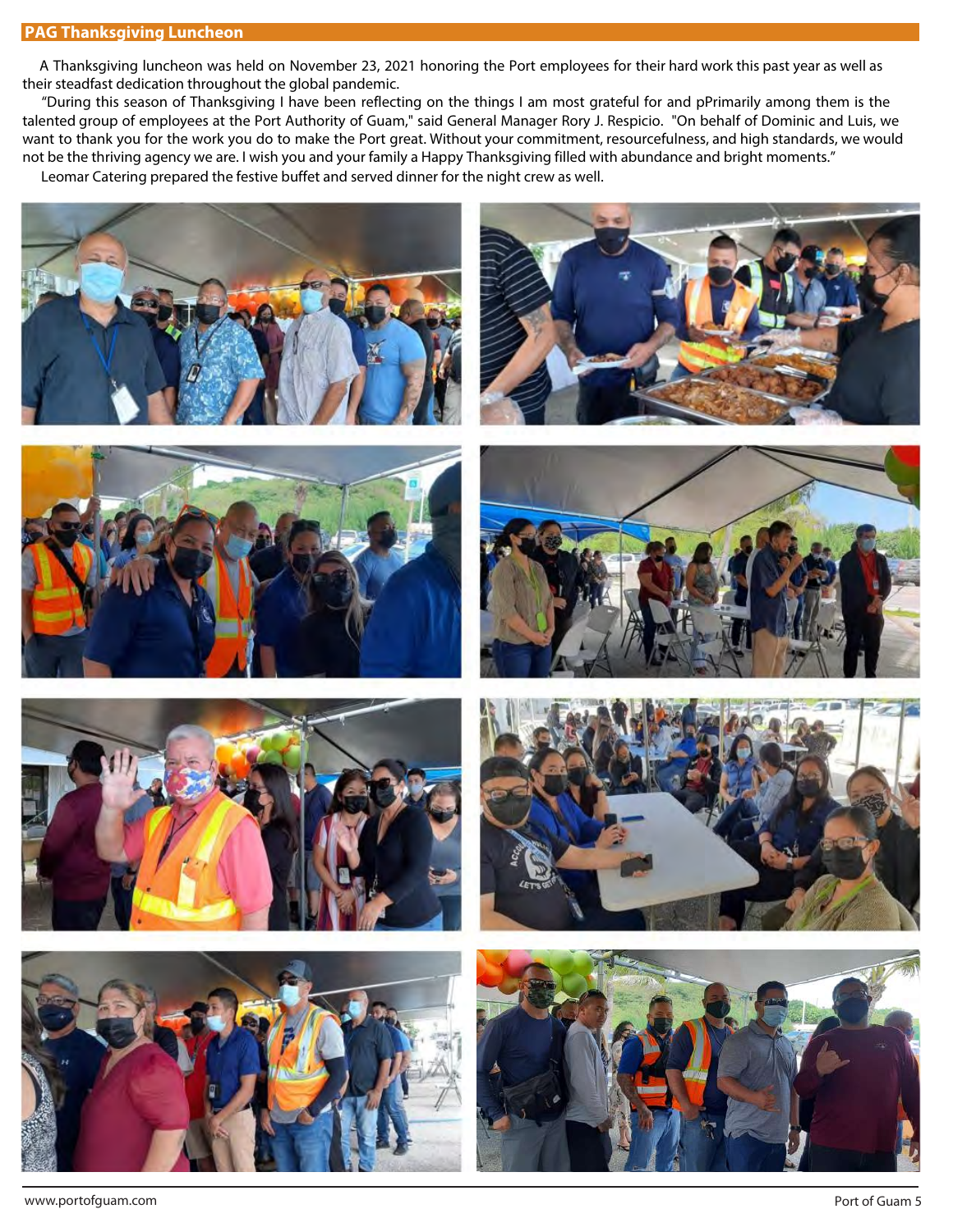## PAG Thanksgiving Luncheon

A Thanksgiving luncheon was held on November 23, 2021 honoring the Port employees for their hard work this past year as well as their steadfast dedication throughout the global pandemic.

"During this season of Thanksgiving I have been reflecting on the things I am most grateful for and pPrimarily among them is the talented group of employees at the Port Authority of Guam," said General Manager Rory J. Respicio. "On behalf of Dominic and Luis, we want to thank you for the work you do to make the Port great. Without your commitment, resourcefulness, and high standards, we would not be the thriving agency we are. I wish you and your family a Happy Thanksgiving filled with abundance and bright moments."

Leomar Catering prepared the festive buffet and served dinner for the night crew as well.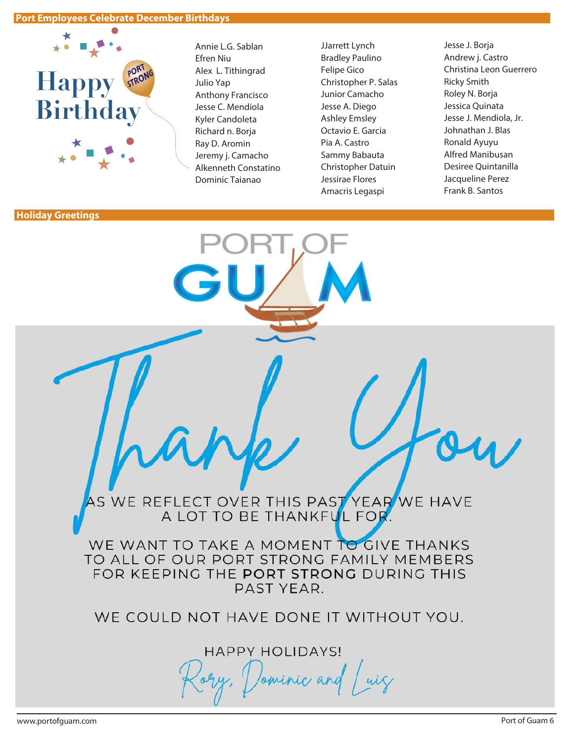## Port Employees Celebrate December Birthdays

Happy Birthday

PORT STRONG

Annie L.G. Sablan
Efren Niu
Alex L. Tithingrad
Julio Yap
Anthony Francisco
Jesse C. Mendiola
Kyler Candoleta
Richard n. Borja
Ray D. Aromin
Jeremy j. Camacho
Alkenneth Constatino
Dominic Taianao
JJarrett Lynch
Bradley Paulino
Felipe Gico
Christopher P. Salas
Junior Camacho
Jesse A. Diego
Ashley Emsley
Octavio E. Garcia
Pia A. Castro
Sammy Babauta
Christopher Datuin
Jessirae Flores
Amacris Legaspi
Jesse J. Borja
Andrew j. Castro
Christina Leon Guerrero
Ricky Smith
Roley N. Borja
Jessica Quinata
Jesse J. Mendiola, Jr.
Johnathan J. Blas
Ronald Ayuyu
Alfred Manibusan
Desiree Quintanilla
Jacqueline Perez
Frank B. Santos

## Holiday Greetings

PORT OF GUAM

Thank You

AS WE REFLECT OVER THIS PAST YEAR WE HAVE A LOT TO BE THANKFUL FOR.

WE WANT TO TAKE A MOMENT TO GIVE THANKS TO ALL OF OUR PORT STRONG FAMILY MEMBERS FOR KEEPING THE **PORT STRONG** DURING THIS PAST YEAR.

WE COULD NOT HAVE DONE IT WITHOUT YOU.

HAPPY HOLIDAYS!

*Rory, Dominic and Luis*

www.portofguam.com